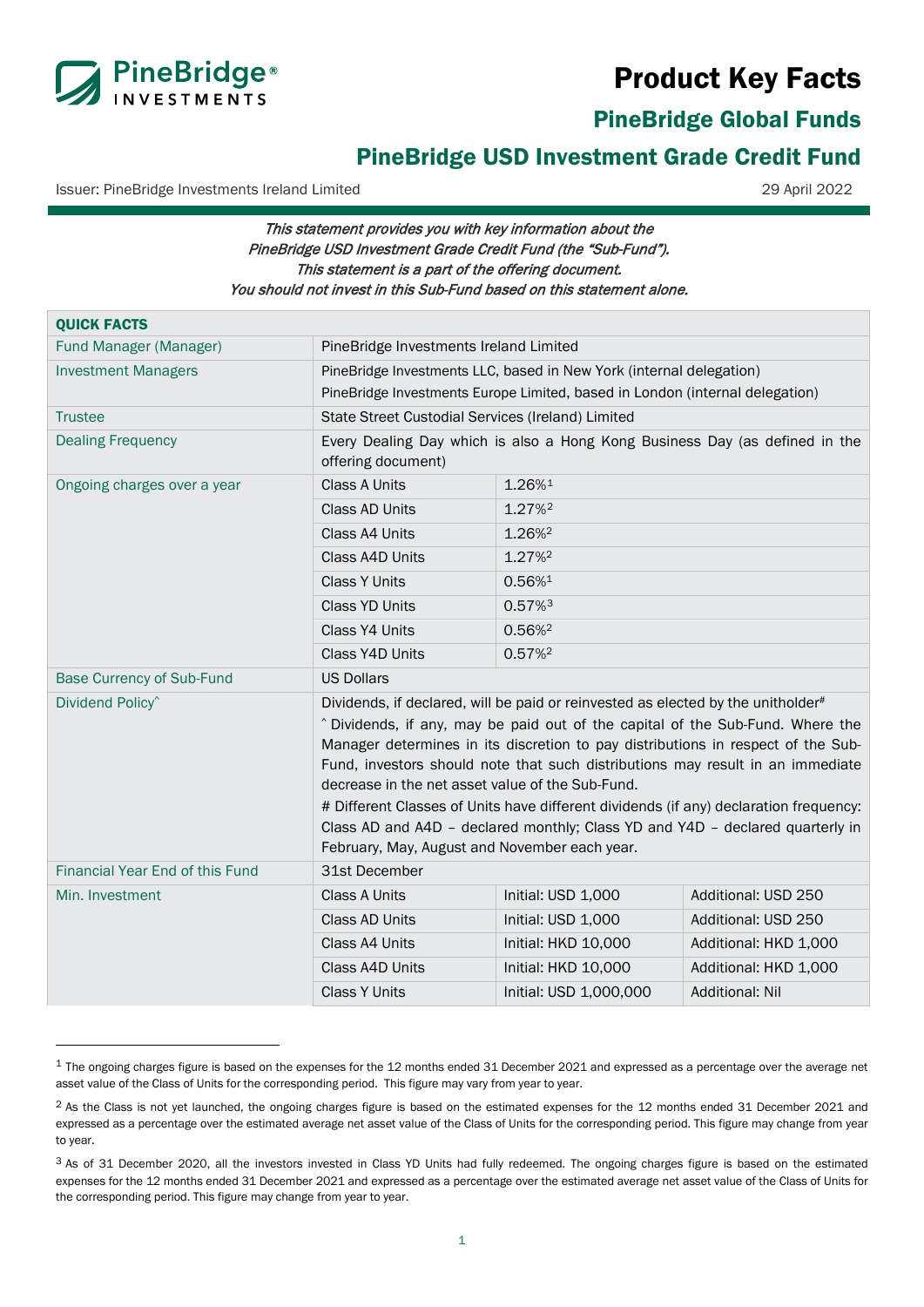# Product Key Facts

## PineBridge Global Funds

## PineBridge USD Investment Grade Credit Fund

Issuer: PineBridge Investments Ireland Limited

29 April 2022

*This statement provides you with key information about the PineBridge USD Investment Grade Credit Fund (the "Sub-Fund"). This statement is a part of the offering document. You should not invest in this Sub-Fund based on this statement alone.*

| **QUICK FACTS** | | | |
|---|---|---|---|
| Fund Manager (Manager) | PineBridge Investments Ireland Limited | | |
| Investment Managers | PineBridge Investments LLC, based in New York (internal delegation)<br>PineBridge Investments Europe Limited, based in London (internal delegation) | | |
| Trustee | State Street Custodial Services (Ireland) Limited | | |
| Dealing Frequency | Every Dealing Day which is also a Hong Kong Business Day (as defined in the offering document) | | |
| Ongoing charges over a year | Class A Units | 1.26%[1] | |
| | Class AD Units | 1.27%[2] | |
| | Class A4 Units | 1.26%[2] | |
| | Class A4D Units | 1.27%[2] | |
| | Class Y Units | 0.56%[1] | |
| | Class YD Units | 0.57%[3] | |
| | Class Y4 Units | 0.56%[2] | |
| | Class Y4D Units | 0.57%[2] | |
| Base Currency of Sub-Fund | US Dollars | | |
| Dividend Policy^ | Dividends, if declared, will be paid or reinvested as elected by the unitholder#<br>^ Dividends, if any, may be paid out of the capital of the Sub-Fund. Where the Manager determines in its discretion to pay distributions in respect of the Sub-Fund, investors should note that such distributions may result in an immediate decrease in the net asset value of the Sub-Fund.<br># Different Classes of Units have different dividends (if any) declaration frequency: Class AD and A4D – declared monthly; Class YD and Y4D – declared quarterly in February, May, August and November each year. | | |
| Financial Year End of this Fund | 31st December | | |
| Min. Investment | Class A Units | Initial: USD 1,000 | Additional: USD 250 |
| | Class AD Units | Initial: USD 1,000 | Additional: USD 250 |
| | Class A4 Units | Initial: HKD 10,000 | Additional: HKD 1,000 |
| | Class A4D Units | Initial: HKD 10,000 | Additional: HKD 1,000 |
| | Class Y Units | Initial: USD 1,000,000 | Additional: Nil |

[1] The ongoing charges figure is based on the expenses for the 12 months ended 31 December 2021 and expressed as a percentage over the average net asset value of the Class of Units for the corresponding period. This figure may vary from year to year.

[2] As the Class is not yet launched, the ongoing charges figure is based on the estimated expenses for the 12 months ended 31 December 2021 and expressed as a percentage over the estimated average net asset value of the Class of Units for the corresponding period. This figure may change from year to year.

[3] As of 31 December 2020, all the investors invested in Class YD Units had fully redeemed. The ongoing charges figure is based on the estimated expenses for the 12 months ended 31 December 2021 and expressed as a percentage over the estimated average net asset value of the Class of Units for the corresponding period. This figure may change from year to year.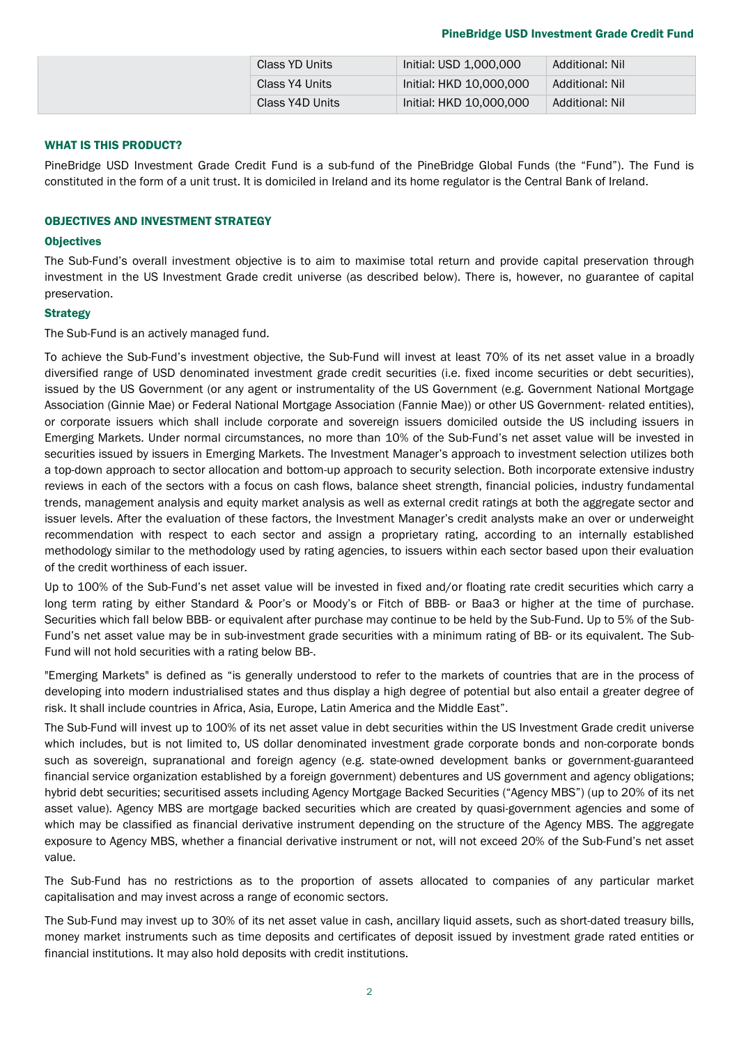| | | | |
|---|---|---|---|
| | Class YD Units | Initial: USD 1,000,000 | Additional: Nil |
| | Class Y4 Units | Initial: HKD 10,000,000 | Additional: Nil |
| | Class Y4D Units | Initial: HKD 10,000,000 | Additional: Nil |

## WHAT IS THIS PRODUCT?

PineBridge USD Investment Grade Credit Fund is a sub-fund of the PineBridge Global Funds (the "Fund"). The Fund is constituted in the form of a unit trust. It is domiciled in Ireland and its home regulator is the Central Bank of Ireland.

## OBJECTIVES AND INVESTMENT STRATEGY

### Objectives

The Sub-Fund's overall investment objective is to aim to maximise total return and provide capital preservation through investment in the US Investment Grade credit universe (as described below). There is, however, no guarantee of capital preservation.

### Strategy

The Sub-Fund is an actively managed fund.

To achieve the Sub-Fund's investment objective, the Sub-Fund will invest at least 70% of its net asset value in a broadly diversified range of USD denominated investment grade credit securities (i.e. fixed income securities or debt securities), issued by the US Government (or any agent or instrumentality of the US Government (e.g. Government National Mortgage Association (Ginnie Mae) or Federal National Mortgage Association (Fannie Mae)) or other US Government- related entities), or corporate issuers which shall include corporate and sovereign issuers domiciled outside the US including issuers in Emerging Markets. Under normal circumstances, no more than 10% of the Sub-Fund's net asset value will be invested in securities issued by issuers in Emerging Markets. The Investment Manager's approach to investment selection utilizes both a top-down approach to sector allocation and bottom-up approach to security selection. Both incorporate extensive industry reviews in each of the sectors with a focus on cash flows, balance sheet strength, financial policies, industry fundamental trends, management analysis and equity market analysis as well as external credit ratings at both the aggregate sector and issuer levels. After the evaluation of these factors, the Investment Manager's credit analysts make an over or underweight recommendation with respect to each sector and assign a proprietary rating, according to an internally established methodology similar to the methodology used by rating agencies, to issuers within each sector based upon their evaluation of the credit worthiness of each issuer.

Up to 100% of the Sub-Fund's net asset value will be invested in fixed and/or floating rate credit securities which carry a long term rating by either Standard & Poor's or Moody's or Fitch of BBB- or Baa3 or higher at the time of purchase. Securities which fall below BBB- or equivalent after purchase may continue to be held by the Sub-Fund. Up to 5% of the Sub-Fund's net asset value may be in sub-investment grade securities with a minimum rating of BB- or its equivalent. The Sub-Fund will not hold securities with a rating below BB-.

"Emerging Markets" is defined as "is generally understood to refer to the markets of countries that are in the process of developing into modern industrialised states and thus display a high degree of potential but also entail a greater degree of risk. It shall include countries in Africa, Asia, Europe, Latin America and the Middle East".

The Sub-Fund will invest up to 100% of its net asset value in debt securities within the US Investment Grade credit universe which includes, but is not limited to, US dollar denominated investment grade corporate bonds and non-corporate bonds such as sovereign, supranational and foreign agency (e.g. state-owned development banks or government-guaranteed financial service organization established by a foreign government) debentures and US government and agency obligations; hybrid debt securities; securitised assets including Agency Mortgage Backed Securities ("Agency MBS") (up to 20% of its net asset value). Agency MBS are mortgage backed securities which are created by quasi-government agencies and some of which may be classified as financial derivative instrument depending on the structure of the Agency MBS. The aggregate exposure to Agency MBS, whether a financial derivative instrument or not, will not exceed 20% of the Sub-Fund's net asset value.

The Sub-Fund has no restrictions as to the proportion of assets allocated to companies of any particular market capitalisation and may invest across a range of economic sectors.

The Sub-Fund may invest up to 30% of its net asset value in cash, ancillary liquid assets, such as short-dated treasury bills, money market instruments such as time deposits and certificates of deposit issued by investment grade rated entities or financial institutions. It may also hold deposits with credit institutions.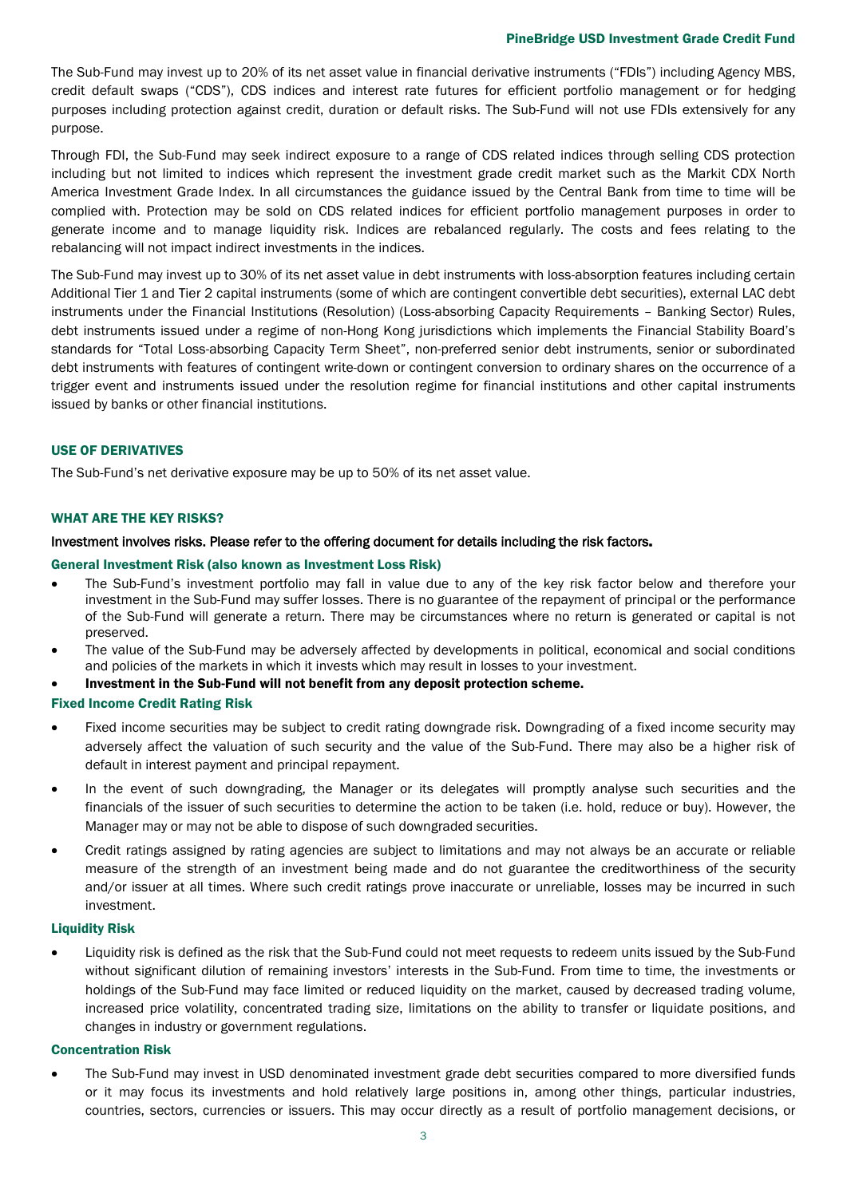The Sub-Fund may invest up to 20% of its net asset value in financial derivative instruments ("FDIs") including Agency MBS, credit default swaps ("CDS"), CDS indices and interest rate futures for efficient portfolio management or for hedging purposes including protection against credit, duration or default risks. The Sub-Fund will not use FDIs extensively for any purpose.

Through FDI, the Sub-Fund may seek indirect exposure to a range of CDS related indices through selling CDS protection including but not limited to indices which represent the investment grade credit market such as the Markit CDX North America Investment Grade Index. In all circumstances the guidance issued by the Central Bank from time to time will be complied with. Protection may be sold on CDS related indices for efficient portfolio management purposes in order to generate income and to manage liquidity risk. Indices are rebalanced regularly. The costs and fees relating to the rebalancing will not impact indirect investments in the indices.

The Sub-Fund may invest up to 30% of its net asset value in debt instruments with loss-absorption features including certain Additional Tier 1 and Tier 2 capital instruments (some of which are contingent convertible debt securities), external LAC debt instruments under the Financial Institutions (Resolution) (Loss-absorbing Capacity Requirements – Banking Sector) Rules, debt instruments issued under a regime of non-Hong Kong jurisdictions which implements the Financial Stability Board's standards for "Total Loss-absorbing Capacity Term Sheet", non-preferred senior debt instruments, senior or subordinated debt instruments with features of contingent write-down or contingent conversion to ordinary shares on the occurrence of a trigger event and instruments issued under the resolution regime for financial institutions and other capital instruments issued by banks or other financial institutions.

## USE OF DERIVATIVES

The Sub-Fund's net derivative exposure may be up to 50% of its net asset value.

## WHAT ARE THE KEY RISKS?

**Investment involves risks. Please refer to the offering document for details including the risk factors.**

### General Investment Risk (also known as Investment Loss Risk)

- The Sub-Fund's investment portfolio may fall in value due to any of the key risk factor below and therefore your investment in the Sub-Fund may suffer losses. There is no guarantee of the repayment of principal or the performance of the Sub-Fund will generate a return. There may be circumstances where no return is generated or capital is not preserved.
- The value of the Sub-Fund may be adversely affected by developments in political, economical and social conditions and policies of the markets in which it invests which may result in losses to your investment.
- **Investment in the Sub-Fund will not benefit from any deposit protection scheme.**

### Fixed Income Credit Rating Risk

- Fixed income securities may be subject to credit rating downgrade risk. Downgrading of a fixed income security may adversely affect the valuation of such security and the value of the Sub-Fund. There may also be a higher risk of default in interest payment and principal repayment.
- In the event of such downgrading, the Manager or its delegates will promptly analyse such securities and the financials of the issuer of such securities to determine the action to be taken (i.e. hold, reduce or buy). However, the Manager may or may not be able to dispose of such downgraded securities.
- Credit ratings assigned by rating agencies are subject to limitations and may not always be an accurate or reliable measure of the strength of an investment being made and do not guarantee the creditworthiness of the security and/or issuer at all times. Where such credit ratings prove inaccurate or unreliable, losses may be incurred in such investment.

### Liquidity Risk

- Liquidity risk is defined as the risk that the Sub-Fund could not meet requests to redeem units issued by the Sub-Fund without significant dilution of remaining investors' interests in the Sub-Fund. From time to time, the investments or holdings of the Sub-Fund may face limited or reduced liquidity on the market, caused by decreased trading volume, increased price volatility, concentrated trading size, limitations on the ability to transfer or liquidate positions, and changes in industry or government regulations.

### Concentration Risk

- The Sub-Fund may invest in USD denominated investment grade debt securities compared to more diversified funds or it may focus its investments and hold relatively large positions in, among other things, particular industries, countries, sectors, currencies or issuers. This may occur directly as a result of portfolio management decisions, or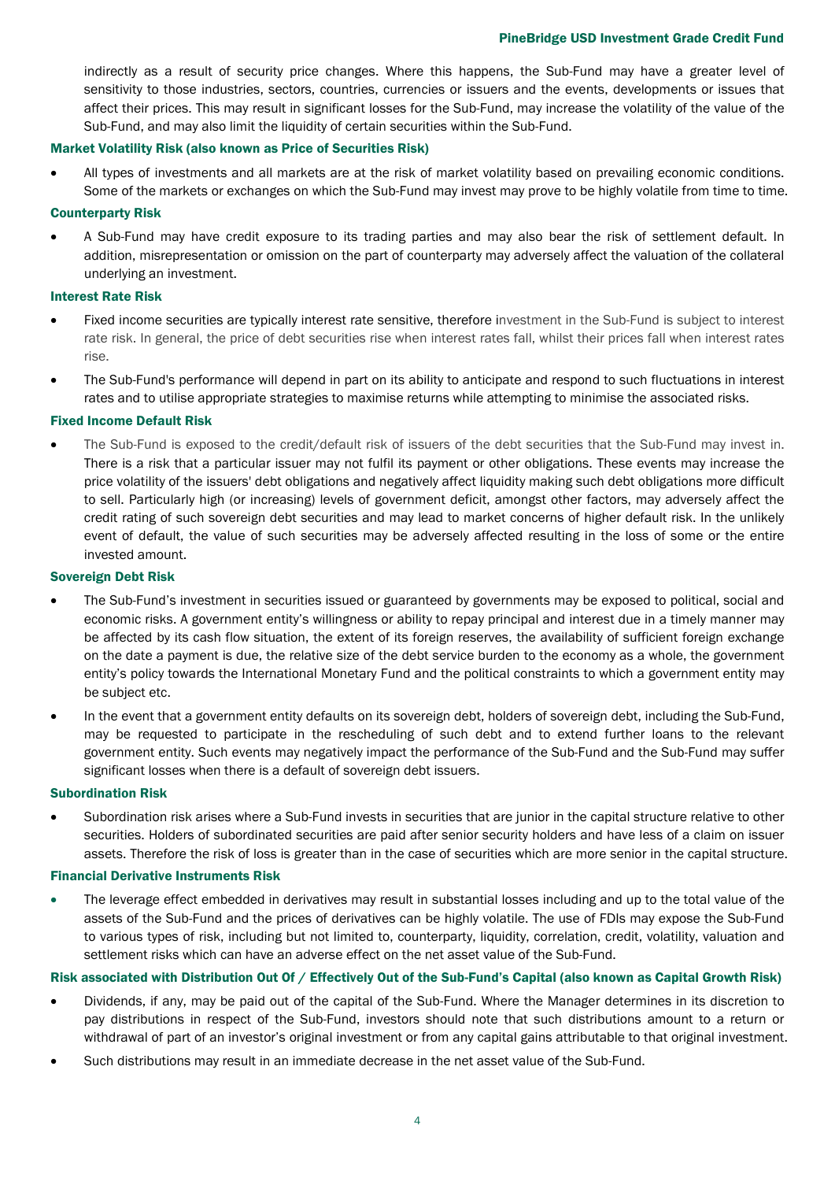indirectly as a result of security price changes. Where this happens, the Sub-Fund may have a greater level of sensitivity to those industries, sectors, countries, currencies or issuers and the events, developments or issues that affect their prices. This may result in significant losses for the Sub-Fund, may increase the volatility of the value of the Sub-Fund, and may also limit the liquidity of certain securities within the Sub-Fund.

#### Market Volatility Risk (also known as Price of Securities Risk)

- All types of investments and all markets are at the risk of market volatility based on prevailing economic conditions. Some of the markets or exchanges on which the Sub-Fund may invest may prove to be highly volatile from time to time.

#### Counterparty Risk

- A Sub-Fund may have credit exposure to its trading parties and may also bear the risk of settlement default. In addition, misrepresentation or omission on the part of counterparty may adversely affect the valuation of the collateral underlying an investment.

#### Interest Rate Risk

- Fixed income securities are typically interest rate sensitive, therefore investment in the Sub-Fund is subject to interest rate risk. In general, the price of debt securities rise when interest rates fall, whilst their prices fall when interest rates rise.
- The Sub-Fund's performance will depend in part on its ability to anticipate and respond to such fluctuations in interest rates and to utilise appropriate strategies to maximise returns while attempting to minimise the associated risks.

#### Fixed Income Default Risk

- The Sub-Fund is exposed to the credit/default risk of issuers of the debt securities that the Sub-Fund may invest in. There is a risk that a particular issuer may not fulfil its payment or other obligations. These events may increase the price volatility of the issuers' debt obligations and negatively affect liquidity making such debt obligations more difficult to sell. Particularly high (or increasing) levels of government deficit, amongst other factors, may adversely affect the credit rating of such sovereign debt securities and may lead to market concerns of higher default risk. In the unlikely event of default, the value of such securities may be adversely affected resulting in the loss of some or the entire invested amount.

#### Sovereign Debt Risk

- The Sub-Fund's investment in securities issued or guaranteed by governments may be exposed to political, social and economic risks. A government entity's willingness or ability to repay principal and interest due in a timely manner may be affected by its cash flow situation, the extent of its foreign reserves, the availability of sufficient foreign exchange on the date a payment is due, the relative size of the debt service burden to the economy as a whole, the government entity's policy towards the International Monetary Fund and the political constraints to which a government entity may be subject etc.
- In the event that a government entity defaults on its sovereign debt, holders of sovereign debt, including the Sub-Fund, may be requested to participate in the rescheduling of such debt and to extend further loans to the relevant government entity. Such events may negatively impact the performance of the Sub-Fund and the Sub-Fund may suffer significant losses when there is a default of sovereign debt issuers.

#### Subordination Risk

- Subordination risk arises where a Sub-Fund invests in securities that are junior in the capital structure relative to other securities. Holders of subordinated securities are paid after senior security holders and have less of a claim on issuer assets. Therefore the risk of loss is greater than in the case of securities which are more senior in the capital structure.

#### Financial Derivative Instruments Risk

- The leverage effect embedded in derivatives may result in substantial losses including and up to the total value of the assets of the Sub-Fund and the prices of derivatives can be highly volatile. The use of FDIs may expose the Sub-Fund to various types of risk, including but not limited to, counterparty, liquidity, correlation, credit, volatility, valuation and settlement risks which can have an adverse effect on the net asset value of the Sub-Fund.

#### Risk associated with Distribution Out Of / Effectively Out of the Sub-Fund's Capital (also known as Capital Growth Risk)

- Dividends, if any, may be paid out of the capital of the Sub-Fund. Where the Manager determines in its discretion to pay distributions in respect of the Sub-Fund, investors should note that such distributions amount to a return or withdrawal of part of an investor's original investment or from any capital gains attributable to that original investment.
- Such distributions may result in an immediate decrease in the net asset value of the Sub-Fund.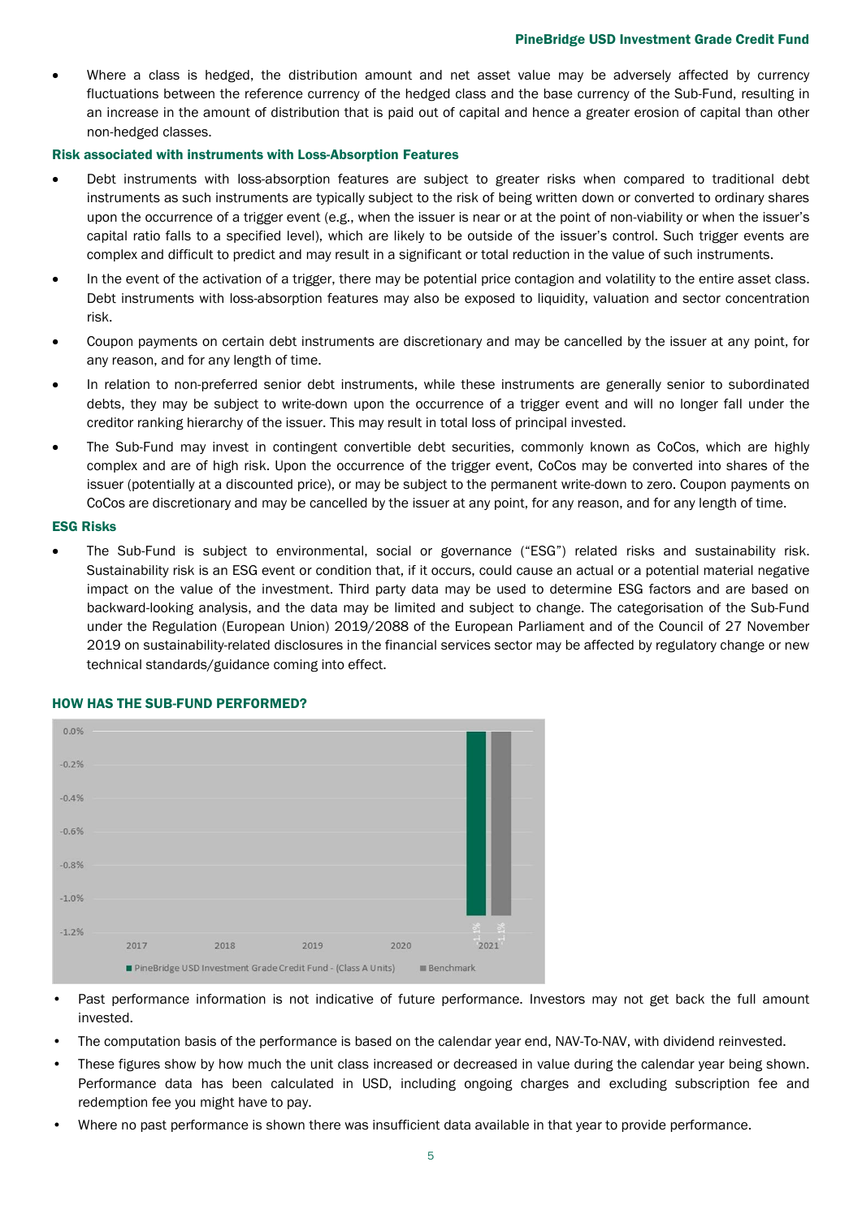- Where a class is hedged, the distribution amount and net asset value may be adversely affected by currency fluctuations between the reference currency of the hedged class and the base currency of the Sub-Fund, resulting in an increase in the amount of distribution that is paid out of capital and hence a greater erosion of capital than other non-hedged classes.

**Risk associated with instruments with Loss-Absorption Features**

- Debt instruments with loss-absorption features are subject to greater risks when compared to traditional debt instruments as such instruments are typically subject to the risk of being written down or converted to ordinary shares upon the occurrence of a trigger event (e.g., when the issuer is near or at the point of non-viability or when the issuer's capital ratio falls to a specified level), which are likely to be outside of the issuer's control. Such trigger events are complex and difficult to predict and may result in a significant or total reduction in the value of such instruments.
- In the event of the activation of a trigger, there may be potential price contagion and volatility to the entire asset class. Debt instruments with loss-absorption features may also be exposed to liquidity, valuation and sector concentration risk.
- Coupon payments on certain debt instruments are discretionary and may be cancelled by the issuer at any point, for any reason, and for any length of time.
- In relation to non-preferred senior debt instruments, while these instruments are generally senior to subordinated debts, they may be subject to write-down upon the occurrence of a trigger event and will no longer fall under the creditor ranking hierarchy of the issuer. This may result in total loss of principal invested.
- The Sub-Fund may invest in contingent convertible debt securities, commonly known as CoCos, which are highly complex and are of high risk. Upon the occurrence of the trigger event, CoCos may be converted into shares of the issuer (potentially at a discounted price), or may be subject to the permanent write-down to zero. Coupon payments on CoCos are discretionary and may be cancelled by the issuer at any point, for any reason, and for any length of time.

**ESG Risks**

- The Sub-Fund is subject to environmental, social or governance ("ESG") related risks and sustainability risk. Sustainability risk is an ESG event or condition that, if it occurs, could cause an actual or a potential material negative impact on the value of the investment. Third party data may be used to determine ESG factors and are based on backward-looking analysis, and the data may be limited and subject to change. The categorisation of the Sub-Fund under the Regulation (European Union) 2019/2088 of the European Parliament and of the Council of 27 November 2019 on sustainability-related disclosures in the financial services sector may be affected by regulatory change or new technical standards/guidance coming into effect.

## HOW HAS THE SUB-FUND PERFORMED?

| | 2017 | 2018 | 2019 | 2020 | 2021 |
|---|---|---|---|---|---|
| PineBridge USD Investment Grade Credit Fund - (Class A Units) | | | | | -1.1% |
| Benchmark | | | | | -1.1% |

- Past performance information is not indicative of future performance. Investors may not get back the full amount invested.
- The computation basis of the performance is based on the calendar year end, NAV-To-NAV, with dividend reinvested.
- These figures show by how much the unit class increased or decreased in value during the calendar year being shown. Performance data has been calculated in USD, including ongoing charges and excluding subscription fee and redemption fee you might have to pay.
- Where no past performance is shown there was insufficient data available in that year to provide performance.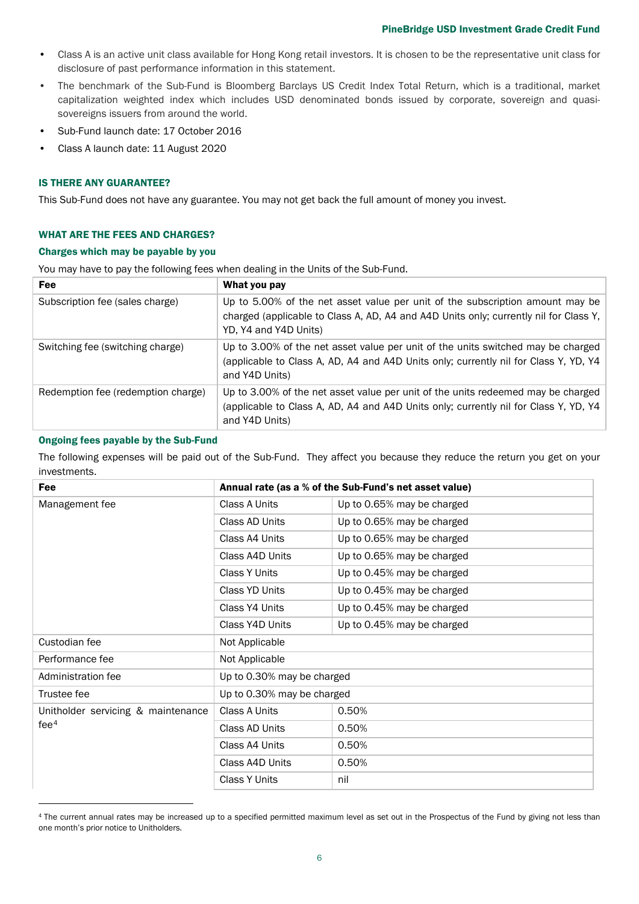- Class A is an active unit class available for Hong Kong retail investors. It is chosen to be the representative unit class for disclosure of past performance information in this statement.
- The benchmark of the Sub-Fund is Bloomberg Barclays US Credit Index Total Return, which is a traditional, market capitalization weighted index which includes USD denominated bonds issued by corporate, sovereign and quasi-sovereigns issuers from around the world.
- Sub-Fund launch date: 17 October 2016
- Class A launch date: 11 August 2020

### IS THERE ANY GUARANTEE?

This Sub-Fund does not have any guarantee. You may not get back the full amount of money you invest.

### WHAT ARE THE FEES AND CHARGES?

#### Charges which may be payable by you

You may have to pay the following fees when dealing in the Units of the Sub-Fund.

| Fee | What you pay |
|---|---|
| Subscription fee (sales charge) | Up to 5.00% of the net asset value per unit of the subscription amount may be charged (applicable to Class A, AD, A4 and A4D Units only; currently nil for Class Y, YD, Y4 and Y4D Units) |
| Switching fee (switching charge) | Up to 3.00% of the net asset value per unit of the units switched may be charged (applicable to Class A, AD, A4 and A4D Units only; currently nil for Class Y, YD, Y4 and Y4D Units) |
| Redemption fee (redemption charge) | Up to 3.00% of the net asset value per unit of the units redeemed may be charged (applicable to Class A, AD, A4 and A4D Units only; currently nil for Class Y, YD, Y4 and Y4D Units) |

#### Ongoing fees payable by the Sub-Fund

The following expenses will be paid out of the Sub-Fund. They affect you because they reduce the return you get on your investments.

| Fee | Annual rate (as a % of the Sub-Fund's net asset value) | |
|---|---|---|
| Management fee | Class A Units | Up to 0.65% may be charged |
| | Class AD Units | Up to 0.65% may be charged |
| | Class A4 Units | Up to 0.65% may be charged |
| | Class A4D Units | Up to 0.65% may be charged |
| | Class Y Units | Up to 0.45% may be charged |
| | Class YD Units | Up to 0.45% may be charged |
| | Class Y4 Units | Up to 0.45% may be charged |
| | Class Y4D Units | Up to 0.45% may be charged |
| Custodian fee | Not Applicable | |
| Performance fee | Not Applicable | |
| Administration fee | Up to 0.30% may be charged | |
| Trustee fee | Up to 0.30% may be charged | |
| Unitholder servicing & maintenance fee[4] | Class A Units | 0.50% |
| | Class AD Units | 0.50% |
| | Class A4 Units | 0.50% |
| | Class A4D Units | 0.50% |
| | Class Y Units | nil |

[4] The current annual rates may be increased up to a specified permitted maximum level as set out in the Prospectus of the Fund by giving not less than one month's prior notice to Unitholders.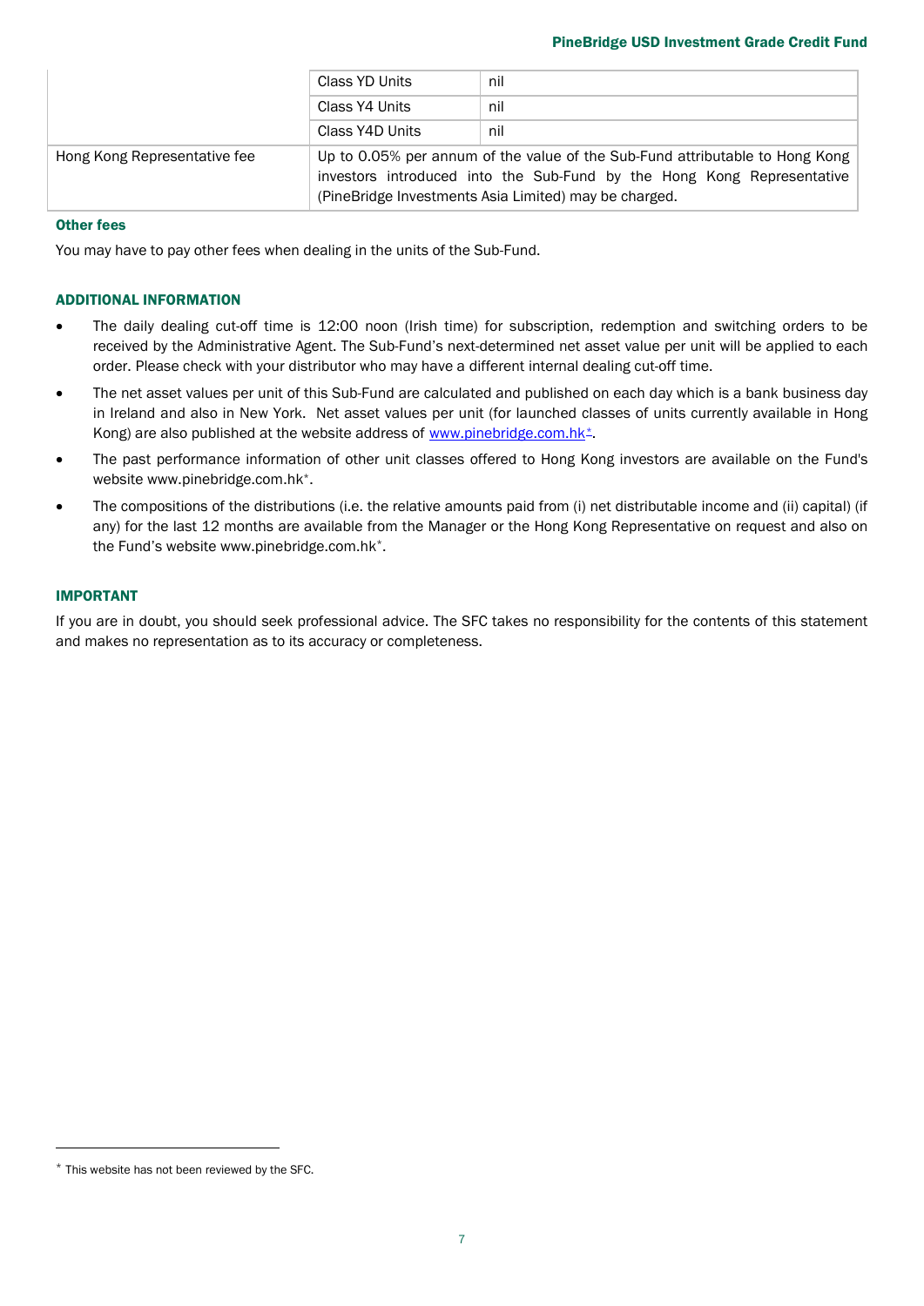| | | |
|---|---|---|
| | Class YD Units | nil |
| | Class Y4 Units | nil |
| | Class Y4D Units | nil |
| Hong Kong Representative fee | Up to 0.05% per annum of the value of the Sub-Fund attributable to Hong Kong investors introduced into the Sub-Fund by the Hong Kong Representative (PineBridge Investments Asia Limited) may be charged. | |

#### Other fees

You may have to pay other fees when dealing in the units of the Sub-Fund.

### ADDITIONAL INFORMATION

- The daily dealing cut-off time is 12:00 noon (Irish time) for subscription, redemption and switching orders to be received by the Administrative Agent. The Sub-Fund's next-determined net asset value per unit will be applied to each order. Please check with your distributor who may have a different internal dealing cut-off time.
- The net asset values per unit of this Sub-Fund are calculated and published on each day which is a bank business day in Ireland and also in New York. Net asset values per unit (for launched classes of units currently available in Hong Kong) are also published at the website address of www.pinebridge.com.hk*.
- The past performance information of other unit classes offered to Hong Kong investors are available on the Fund's website www.pinebridge.com.hk*.
- The compositions of the distributions (i.e. the relative amounts paid from (i) net distributable income and (ii) capital) (if any) for the last 12 months are available from the Manager or the Hong Kong Representative on request and also on the Fund's website www.pinebridge.com.hk*.

### IMPORTANT

If you are in doubt, you should seek professional advice. The SFC takes no responsibility for the contents of this statement and makes no representation as to its accuracy or completeness.

* This website has not been reviewed by the SFC.